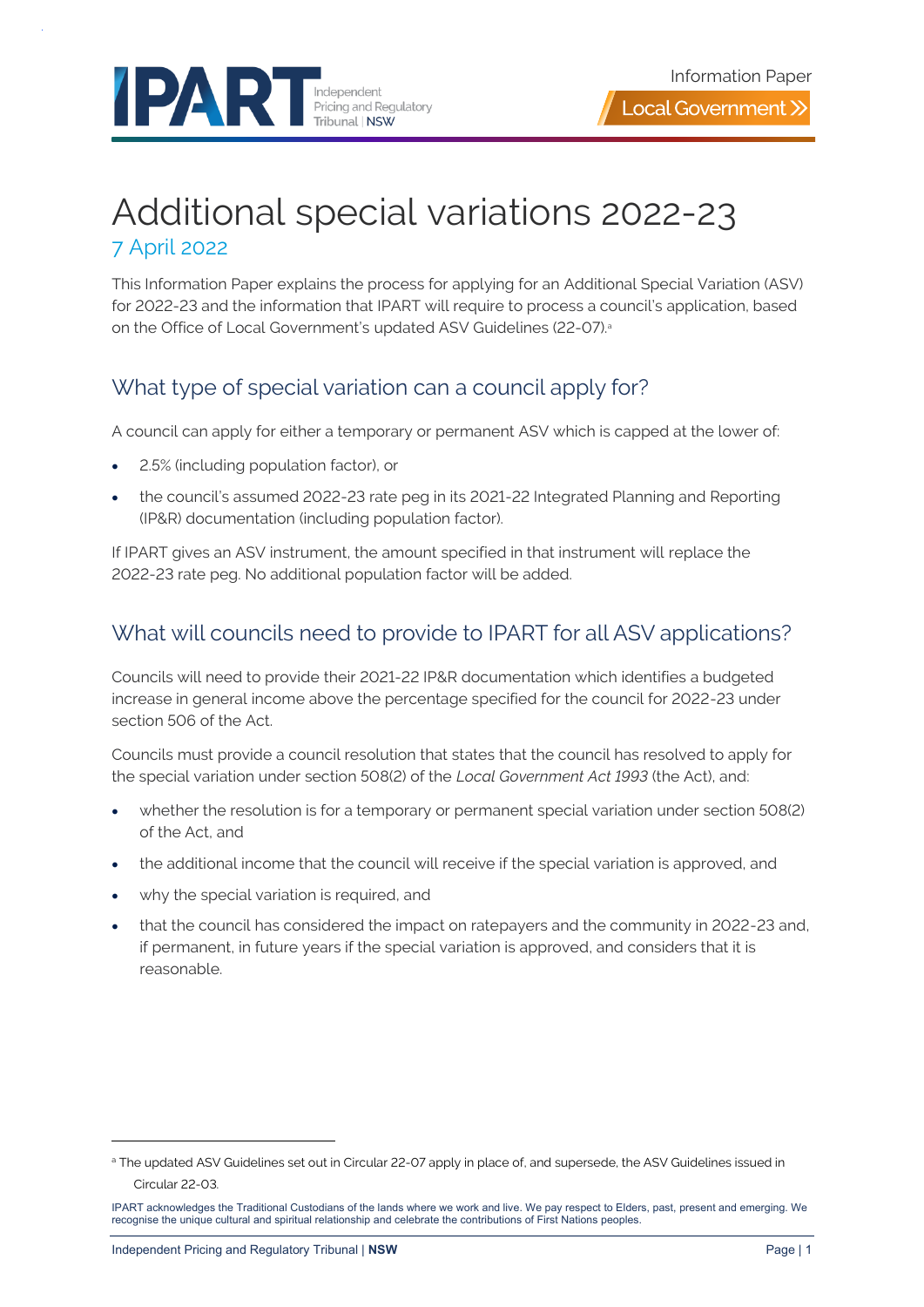Information Paper

Local Government

# Additional special variations 2022-23

7 April 2022

This Information Paper explains the process for applying for an Additional Special Variation (ASV) for 2022-23 and the information that IPART will require to process a council's application, based on the Office of Local Government's updated ASV Guidelines (22-07).[a]

## What type of special variation can a council apply for?

A council can apply for either a temporary or permanent ASV which is capped at the lower of:

- 2.5% (including population factor), or
- the council's assumed 2022-23 rate peg in its 2021-22 Integrated Planning and Reporting (IP&R) documentation (including population factor).

If IPART gives an ASV instrument, the amount specified in that instrument will replace the 2022-23 rate peg. No additional population factor will be added.

## What will councils need to provide to IPART for all ASV applications?

Councils will need to provide their 2021-22 IP&R documentation which identifies a budgeted increase in general income above the percentage specified for the council for 2022-23 under section 506 of the Act.

Councils must provide a council resolution that states that the council has resolved to apply for the special variation under section 508(2) of the *Local Government Act 1993* (the Act), and:

- whether the resolution is for a temporary or permanent special variation under section 508(2) of the Act, and
- the additional income that the council will receive if the special variation is approved, and
- why the special variation is required, and
- that the council has considered the impact on ratepayers and the community in 2022-23 and, if permanent, in future years if the special variation is approved, and considers that it is reasonable.

[a] The updated ASV Guidelines set out in Circular 22-07 apply in place of, and supersede, the ASV Guidelines issued in Circular 22-03.

IPART acknowledges the Traditional Custodians of the lands where we work and live. We pay respect to Elders, past, present and emerging. We recognise the unique cultural and spiritual relationship and celebrate the contributions of First Nations peoples.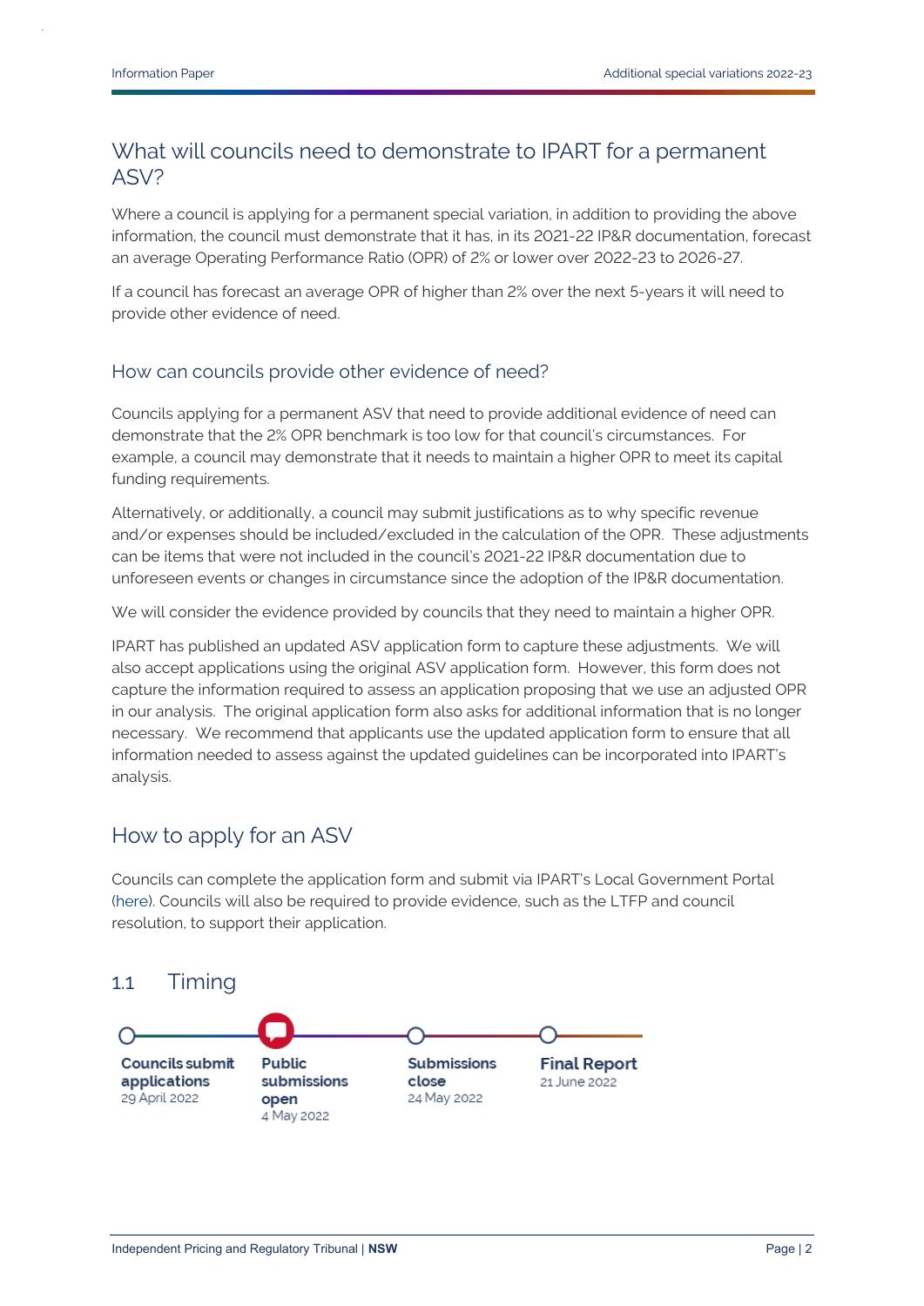## What will councils need to demonstrate to IPART for a permanent ASV?

Where a council is applying for a permanent special variation, in addition to providing the above information, the council must demonstrate that it has, in its 2021-22 IP&R documentation, forecast an average Operating Performance Ratio (OPR) of 2% or lower over 2022-23 to 2026-27.

If a council has forecast an average OPR of higher than 2% over the next 5-years it will need to provide other evidence of need.

### How can councils provide other evidence of need?

Councils applying for a permanent ASV that need to provide additional evidence of need can demonstrate that the 2% OPR benchmark is too low for that council's circumstances. For example, a council may demonstrate that it needs to maintain a higher OPR to meet its capital funding requirements.

Alternatively, or additionally, a council may submit justifications as to why specific revenue and/or expenses should be included/excluded in the calculation of the OPR. These adjustments can be items that were not included in the council's 2021-22 IP&R documentation due to unforeseen events or changes in circumstance since the adoption of the IP&R documentation.

We will consider the evidence provided by councils that they need to maintain a higher OPR.

IPART has published an updated ASV application form to capture these adjustments. We will also accept applications using the original ASV application form. However, this form does not capture the information required to assess an application proposing that we use an adjusted OPR in our analysis. The original application form also asks for additional information that is no longer necessary. We recommend that applicants use the updated application form to ensure that all information needed to assess against the updated guidelines can be incorporated into IPART's analysis.

## How to apply for an ASV

Councils can complete the application form and submit via IPART's Local Government Portal (here). Councils will also be required to provide evidence, such as the LTFP and council resolution, to support their application.

## 1.1 Timing

- **Councils submit applications** – 29 April 2022
- **Public submissions open** – 4 May 2022
- **Submissions close** – 24 May 2022
- **Final Report** – 21 June 2022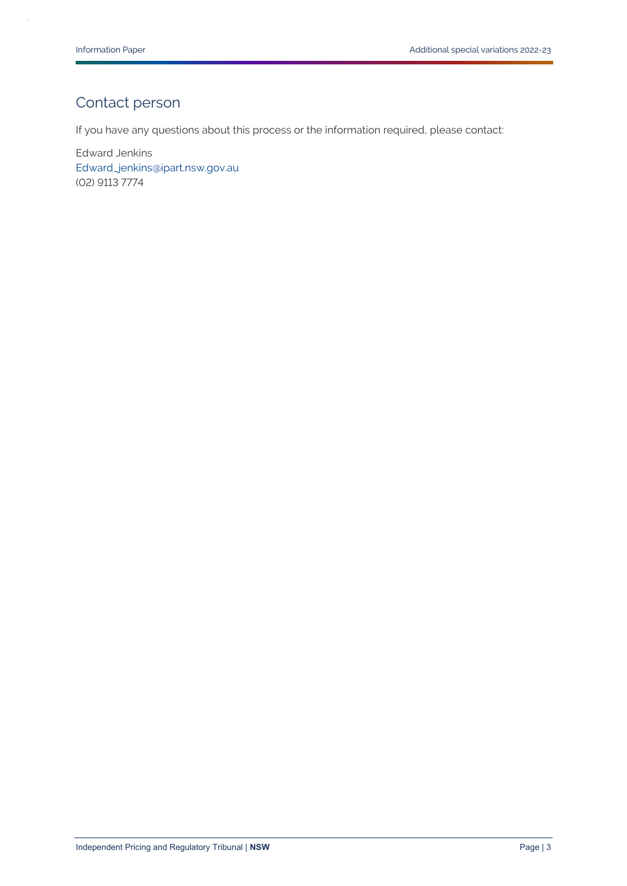## Contact person

If you have any questions about this process or the information required, please contact:

Edward Jenkins
Edward_jenkins@ipart.nsw.gov.au
(02) 9113 7774